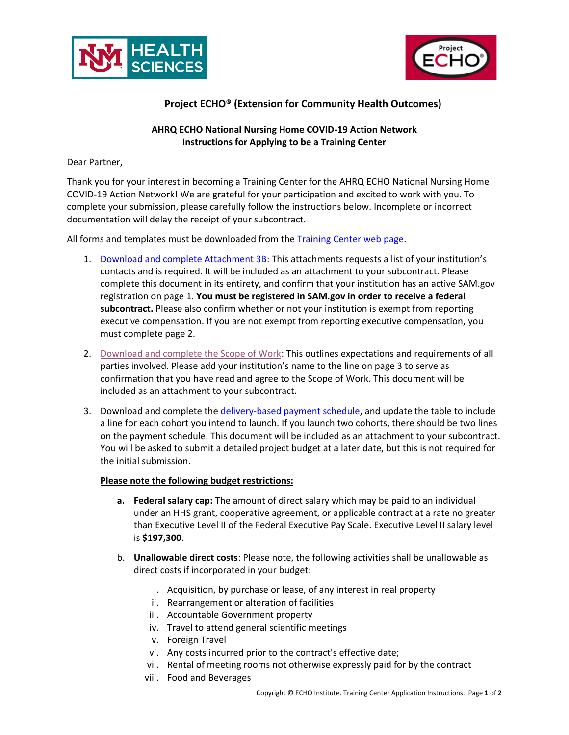## Project ECHO® (Extension for Community Health Outcomes)

### AHRQ ECHO National Nursing Home COVID-19 Action Network
### Instructions for Applying to be a Training Center

Dear Partner,

Thank you for your interest in becoming a Training Center for the AHRQ ECHO National Nursing Home COVID-19 Action Network! We are grateful for your participation and excited to work with you. To complete your submission, please carefully follow the instructions below. Incomplete or incorrect documentation will delay the receipt of your subcontract.

All forms and templates must be downloaded from the Training Center web page.

1. Download and complete Attachment 3B: This attachments requests a list of your institution's contacts and is required. It will be included as an attachment to your subcontract. Please complete this document in its entirety, and confirm that your institution has an active SAM.gov registration on page 1. **You must be registered in SAM.gov in order to receive a federal subcontract.** Please also confirm whether or not your institution is exempt from reporting executive compensation. If you are not exempt from reporting executive compensation, you must complete page 2.

2. Download and complete the Scope of Work: This outlines expectations and requirements of all parties involved. Please add your institution's name to the line on page 3 to serve as confirmation that you have read and agree to the Scope of Work. This document will be included as an attachment to your subcontract.

3. Download and complete the delivery-based payment schedule, and update the table to include a line for each cohort you intend to launch. If you launch two cohorts, there should be two lines on the payment schedule. This document will be included as an attachment to your subcontract. You will be asked to submit a detailed project budget at a later date, but this is not required for the initial submission.

   **Please note the following budget restrictions:**

   a. **Federal salary cap:** The amount of direct salary which may be paid to an individual under an HHS grant, cooperative agreement, or applicable contract at a rate no greater than Executive Level II of the Federal Executive Pay Scale. Executive Level II salary level is **$197,300**.

   b. **Unallowable direct costs**: Please note, the following activities shall be unallowable as direct costs if incorporated in your budget:

      i. Acquisition, by purchase or lease, of any interest in real property
      ii. Rearrangement or alteration of facilities
      iii. Accountable Government property
      iv. Travel to attend general scientific meetings
      v. Foreign Travel
      vi. Any costs incurred prior to the contract's effective date;
      vii. Rental of meeting rooms not otherwise expressly paid for by the contract
      viii. Food and Beverages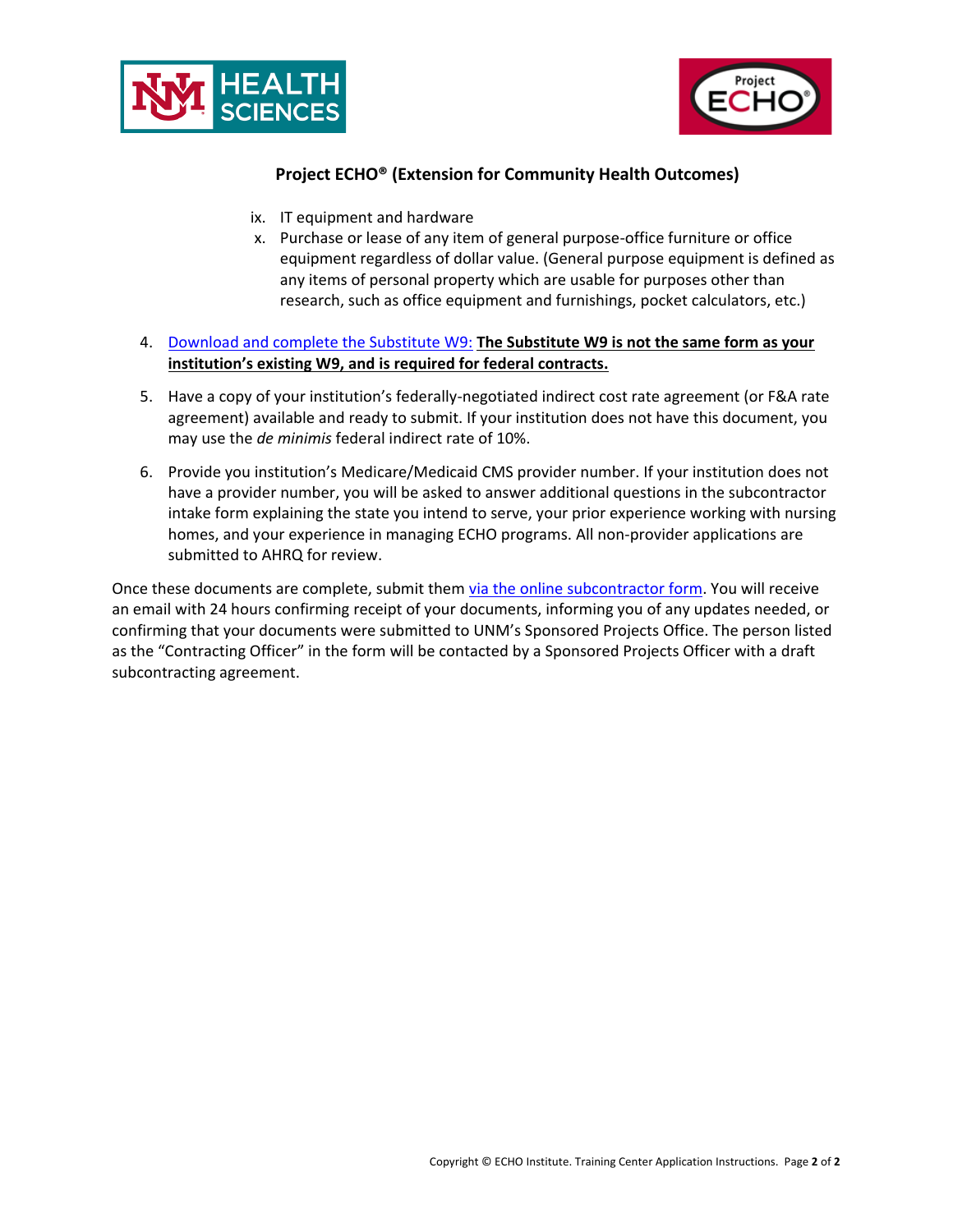**Project ECHO® (Extension for Community Health Outcomes)**

ix. IT equipment and hardware

x. Purchase or lease of any item of general purpose-office furniture or office equipment regardless of dollar value. (General purpose equipment is defined as any items of personal property which are usable for purposes other than research, such as office equipment and furnishings, pocket calculators, etc.)

4. Download and complete the Substitute W9: **The Substitute W9 is not the same form as your institution's existing W9, and is required for federal contracts.**

5. Have a copy of your institution's federally-negotiated indirect cost rate agreement (or F&A rate agreement) available and ready to submit. If your institution does not have this document, you may use the *de minimis* federal indirect rate of 10%.

6. Provide you institution's Medicare/Medicaid CMS provider number. If your institution does not have a provider number, you will be asked to answer additional questions in the subcontractor intake form explaining the state you intend to serve, your prior experience working with nursing homes, and your experience in managing ECHO programs. All non-provider applications are submitted to AHRQ for review.

Once these documents are complete, submit them via the online subcontractor form. You will receive an email with 24 hours confirming receipt of your documents, informing you of any updates needed, or confirming that your documents were submitted to UNM's Sponsored Projects Office. The person listed as the "Contracting Officer" in the form will be contacted by a Sponsored Projects Officer with a draft subcontracting agreement.